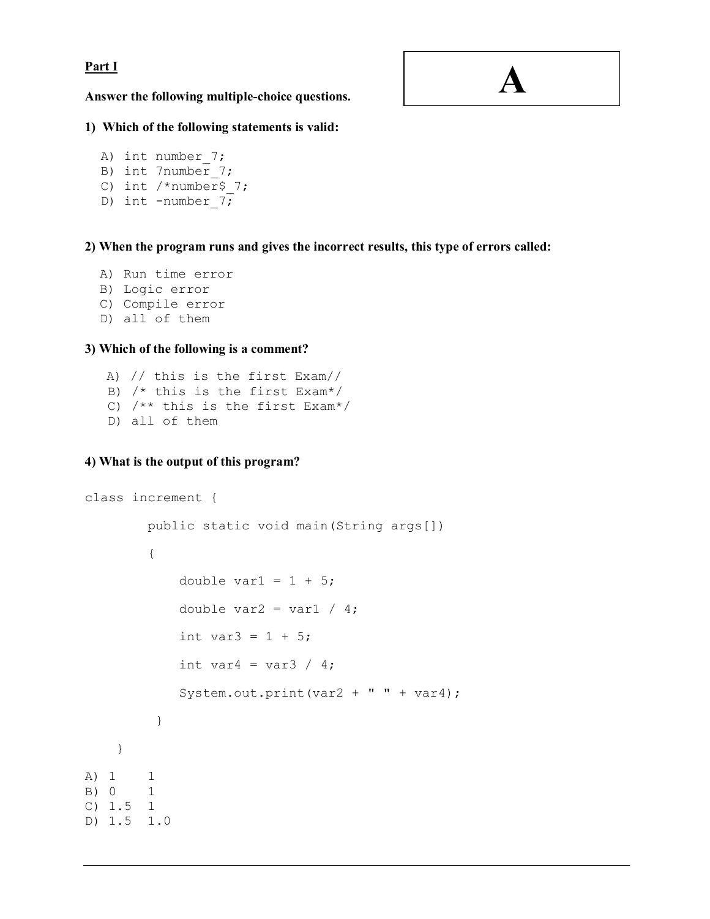**Part I**

**A**

**Answer the following multiple-choice questions.**

**1) Which of the following statements is valid:**

```
A) int number_7;
B) int 7number_7;
C) int /*number$_7;
D) int -number_7;
```

**2) When the program runs and gives the incorrect results, this type of errors called:**

```
A) Run time error
B) Logic error
C) Compile error
D) all of them
```

**3) Which of the following is a comment?**

```
A) // this is the first Exam//
B) /* this is the first Exam*/
C) /** this is the first Exam*/
D) all of them
```

**4) What is the output of this program?**

```
class increment {

        public static void main(String args[])

        {

            double var1 = 1 + 5;

            double var2 = var1 / 4;

            int var3 = 1 + 5;

            int var4 = var3 / 4;

            System.out.print(var2 + " " + var4);

         }

    }
```

```
A) 1    1
B) 0    1
C) 1.5  1
D) 1.5  1.0
```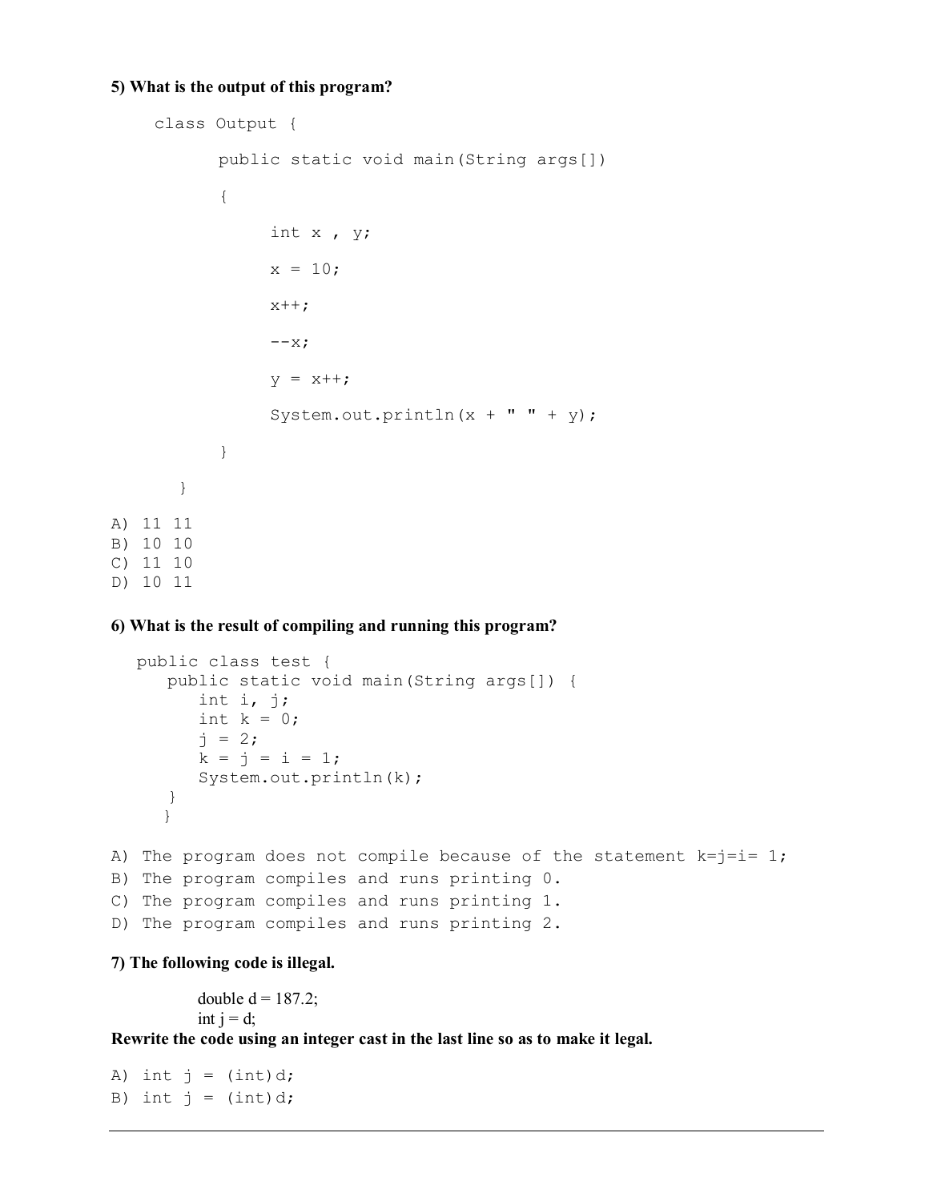**5) What is the output of this program?**

```
class Output {

      public static void main(String args[])

      {

            int x , y;

            x = 10;

            x++;

            --x;

            y = x++;

            System.out.println(x + " " + y);

      }

  }
```

```
A) 11 11
B) 10 10
C) 11 10
D) 10 11
```

**6) What is the result of compiling and running this program?**

```
public class test {
   public static void main(String args[]) {
      int i, j;
      int k = 0;
      j = 2;
      k = j = i = 1;
      System.out.println(k);
   }
  }
```

```
A) The program does not compile because of the statement k=j=i= 1;
B) The program compiles and runs printing 0.
C) The program compiles and runs printing 1.
D) The program compiles and runs printing 2.
```

**7) The following code is illegal.**

double d = 187.2;
int j = d;

**Rewrite the code using an integer cast in the last line so as to make it legal.**

```
A) int j = (int)d;
B) int j = (int)d;
```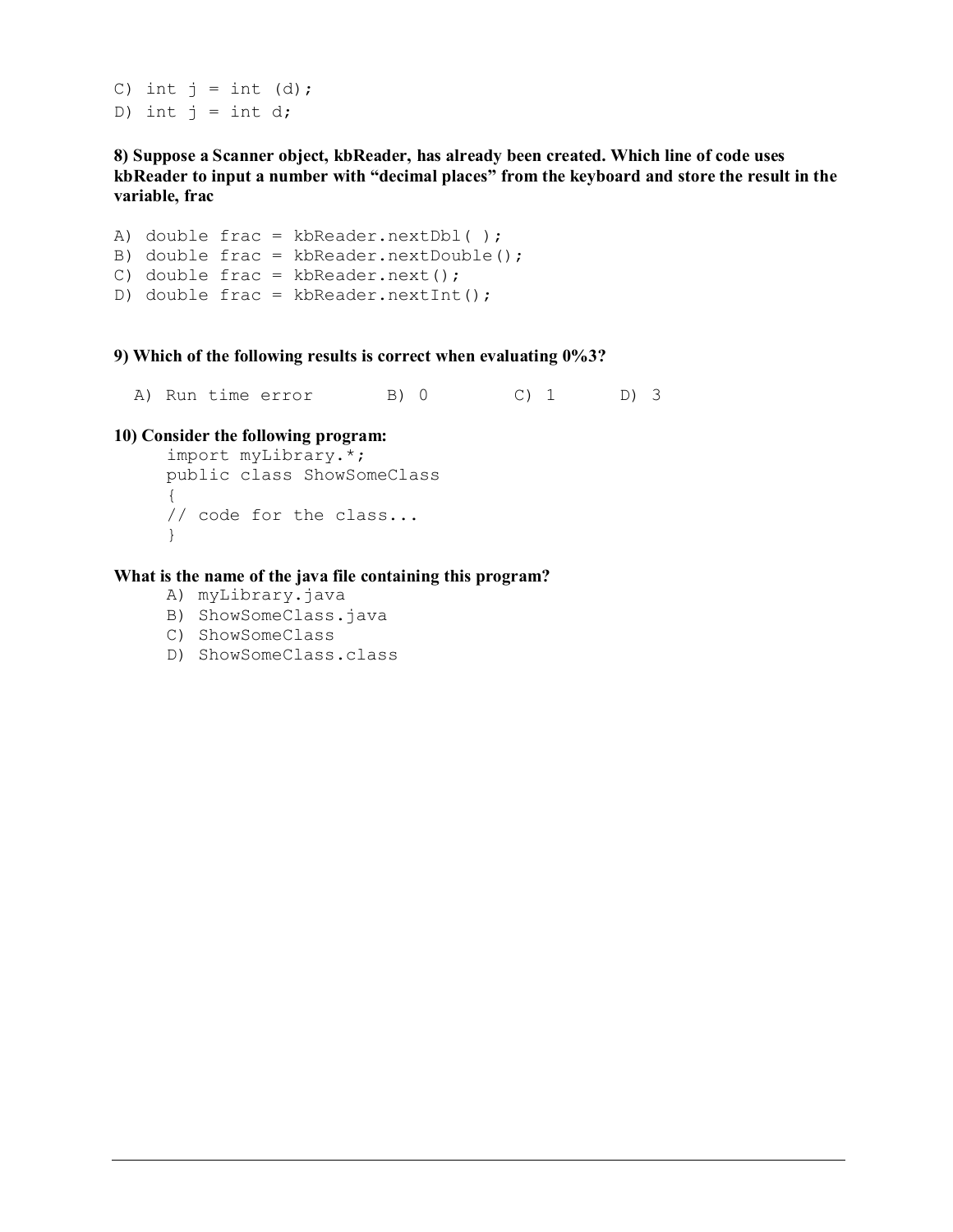```
C) int j = int (d);
D) int j = int d;
```

**8) Suppose a Scanner object, kbReader, has already been created. Which line of code uses kbReader to input a number with "decimal places" from the keyboard and store the result in the variable, frac**

```
A) double frac = kbReader.nextDbl( );
B) double frac = kbReader.nextDouble();
C) double frac = kbReader.next();
D) double frac = kbReader.nextInt();
```

**9) Which of the following results is correct when evaluating 0%3?**

```
A) Run time error      B) 0      C) 1      D) 3
```

**10) Consider the following program:**

```
import myLibrary.*;
public class ShowSomeClass
{
// code for the class...
}
```

**What is the name of the java file containing this program?**

```
A) myLibrary.java
B) ShowSomeClass.java
C) ShowSomeClass
D) ShowSomeClass.class
```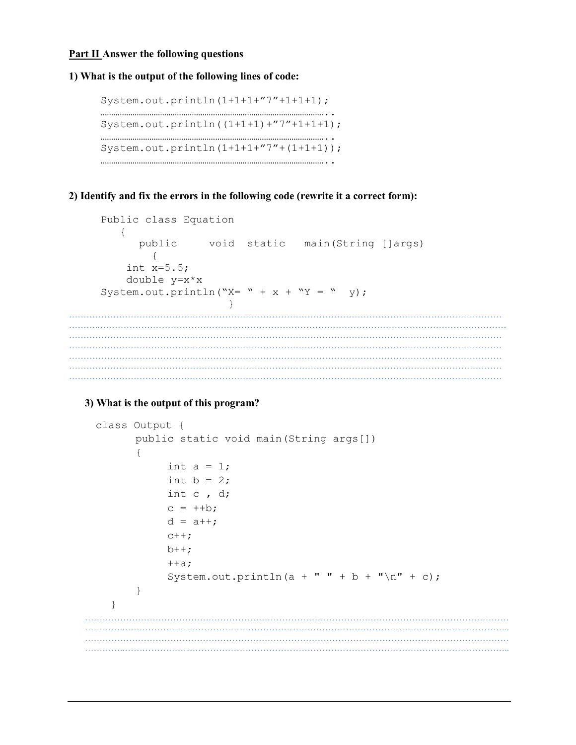**Part II Answer the following questions**

**1) What is the output of the following lines of code:**

```
System.out.println(1+1+1+"7"+1+1+1);
……………………………………………………………………………………..
System.out.println((1+1+1)+"7"+1+1+1);
……………………………………………………………………………………..
System.out.println(1+1+1+"7"+(1+1+1));
……………………………………………………………………………………..
```

**2) Identify and fix the errors in the following code (rewrite it a correct form):**

```
Public class Equation
   {
      public     void  static   main(String []args)
        {
     int x=5.5;
     double y=x*x
System.out.println("X= " + x + "Y = "  y);
                      }
```

…………………………………………………………………………………………………………………………………………
…………………………………………………………………………………………………………………………………………
…………………………………………………………………………………………………………………………………………
…………………………………………………………………………………………………………………………………………
…………………………………………………………………………………………………………………………………………
…………………………………………………………………………………………………………………………………………
…………………………………………………………………………………………………………………………………………

**3) What is the output of this program?**

```
class Output {
      public static void main(String args[])
      {
           int a = 1;
           int b = 2;
           int c , d;
           c = ++b;
           d = a++;
           c++;
           b++;
           ++a;
           System.out.println(a + " " + b + "\n" + c);
      }
  }
```

…………………………………………………………………………………………………………………………………………
…………………………………………………………………………………………………………………………………………
…………………………………………………………………………………………………………………………………………
…………………………………………………………………………………………………………………………………………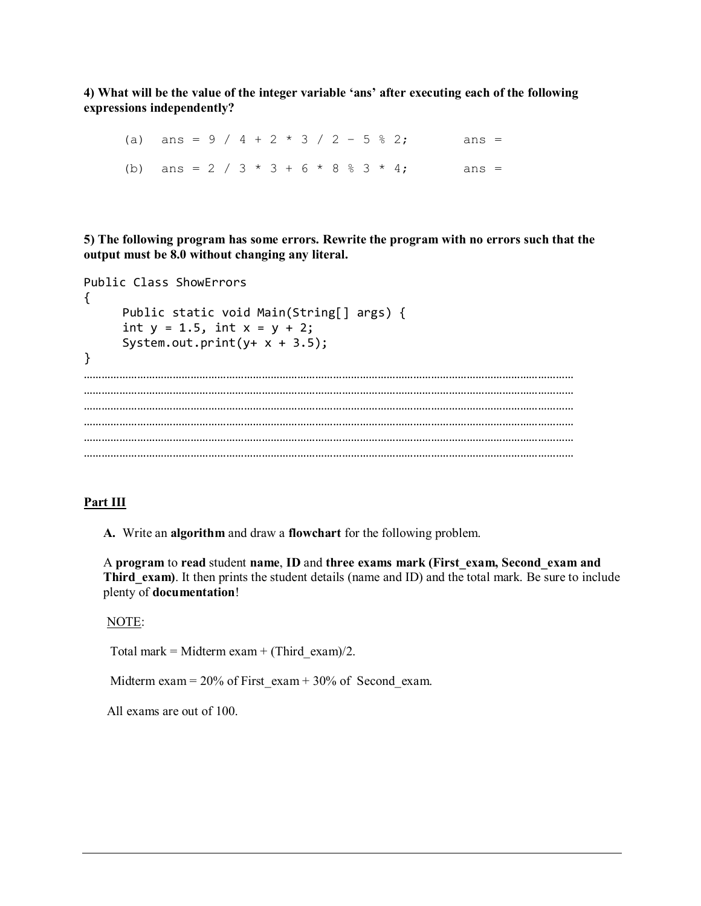**4) What will be the value of the integer variable 'ans' after executing each of the following expressions independently?**

```
(a)   ans = 9 / 4 + 2 * 3 / 2 - 5 % 2;        ans =

(b)   ans = 2 / 3 * 3 + 6 * 8 % 3 * 4;        ans =
```

**5) The following program has some errors. Rewrite the program with no errors such that the output must be 8.0 without changing any literal.**

```
Public Class ShowErrors
{
      Public static void Main(String[] args) {
      int y = 1.5, int x = y + 2;
      System.out.print(y+ x + 3.5);
}
```

..................................................................................................................................................................
..................................................................................................................................................................
..................................................................................................................................................................
..................................................................................................................................................................
..................................................................................................................................................................
..................................................................................................................................................................

## Part III

**A.** Write an **algorithm** and draw a **flowchart** for the following problem.

A **program** to **read** student **name**, **ID** and **three exams mark (First_exam, Second_exam and Third_exam)**. It then prints the student details (name and ID) and the total mark. Be sure to include plenty of **documentation**!

NOTE:

Total mark = Midterm exam + (Third_exam)/2.

Midterm exam = 20% of First_exam + 30% of Second_exam.

All exams are out of 100.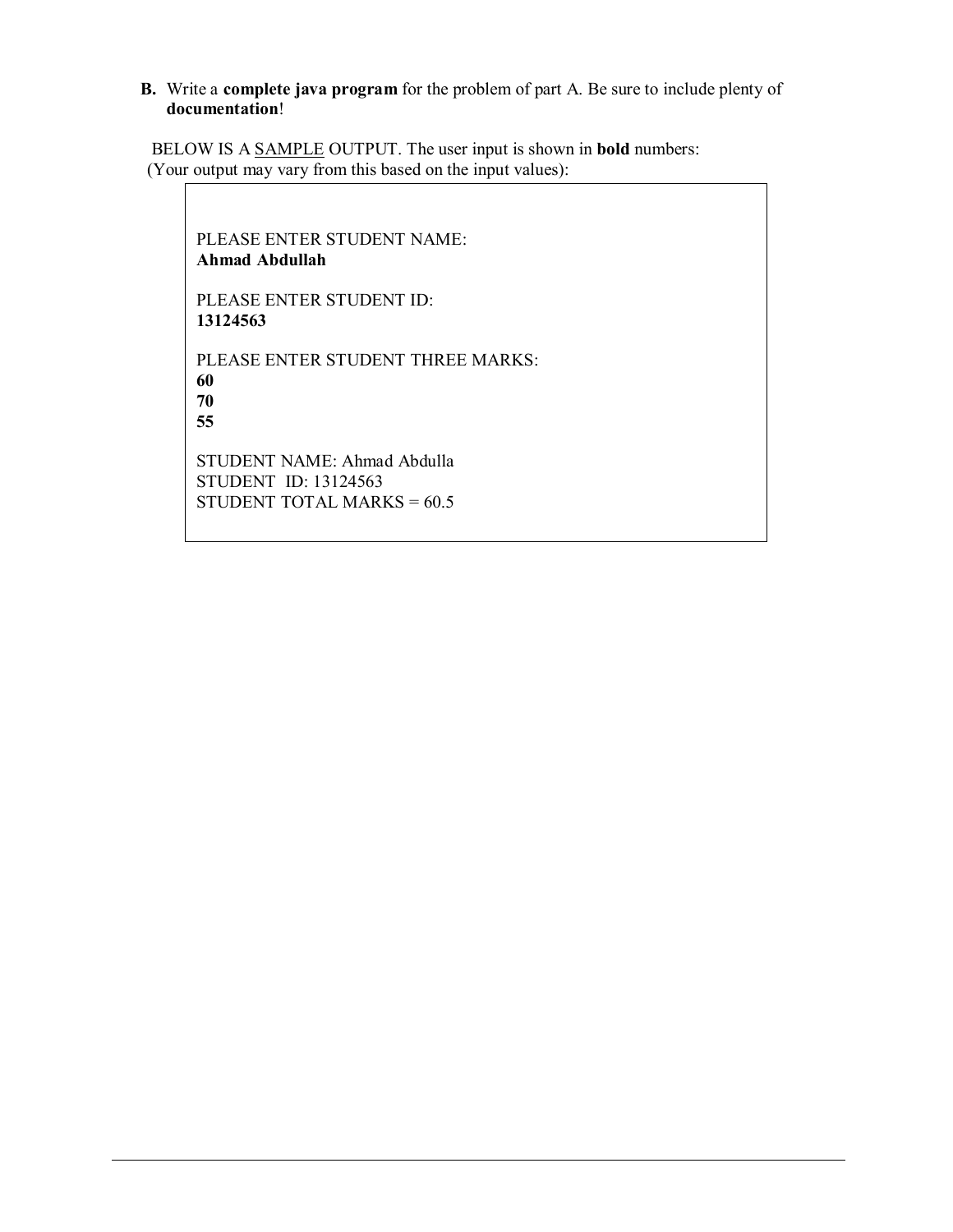**B.** Write a **complete java program** for the problem of part A. Be sure to include plenty of **documentation**!

BELOW IS A <u>SAMPLE</u> OUTPUT. The user input is shown in **bold** numbers:
(Your output may vary from this based on the input values):

```
PLEASE ENTER STUDENT NAME:
Ahmad Abdullah

PLEASE ENTER STUDENT ID:
13124563

PLEASE ENTER STUDENT THREE MARKS:
60
70
55

STUDENT NAME: Ahmad Abdulla
STUDENT  ID: 13124563
STUDENT TOTAL MARKS = 60.5
```